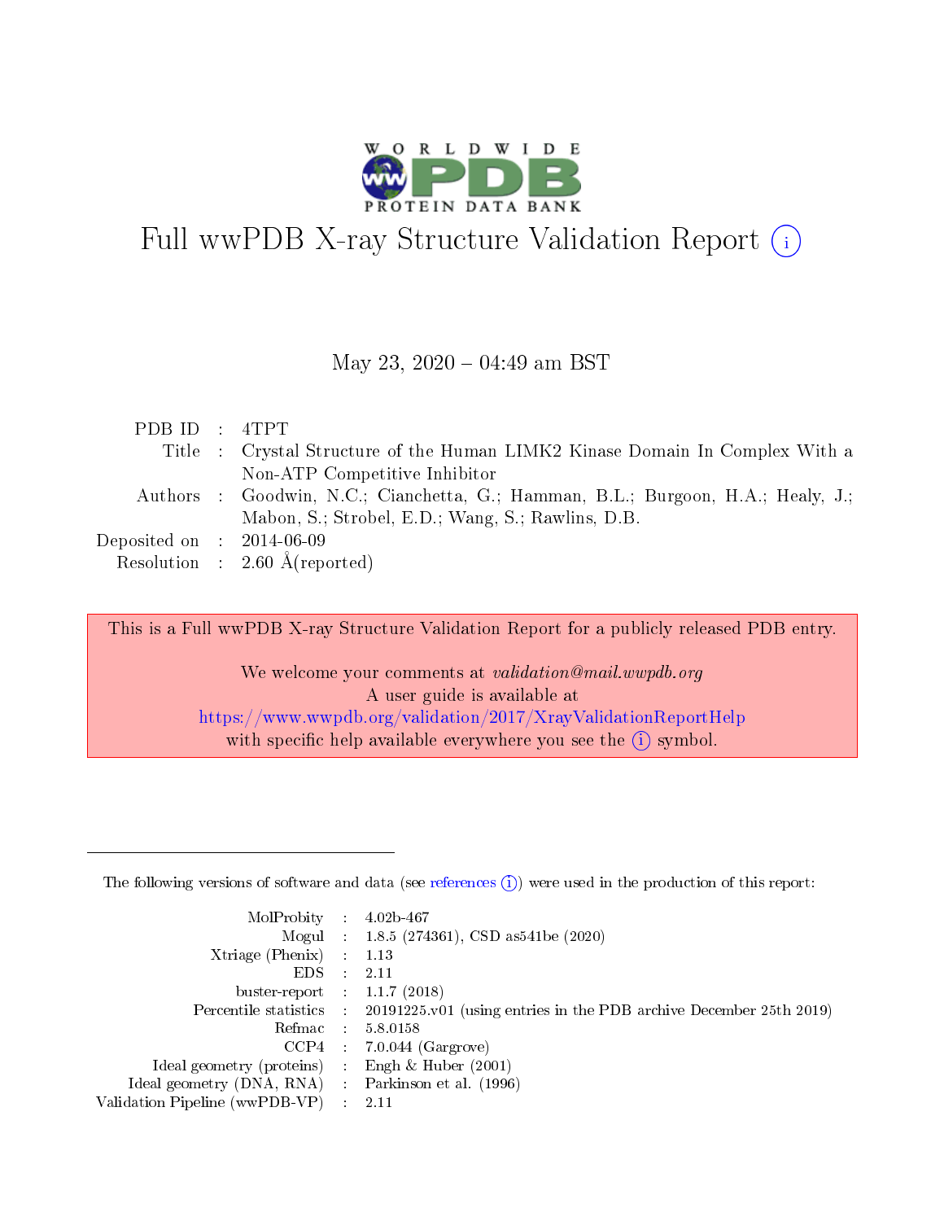# Full wwPDB X-ray Structure Validation Report (i)

May 23, 2020 – 04:49 am BST

| | | |
|---|---|---|
| PDB ID | : | 4TPT |
| Title | : | Crystal Structure of the Human LIMK2 Kinase Domain In Complex With a Non-ATP Competitive Inhibitor |
| Authors | : | Goodwin, N.C.; Cianchetta, G.; Hamman, B.L.; Burgoon, H.A.; Healy, J.; Mabon, S.; Strobel, E.D.; Wang, S.; Rawlins, D.B. |
| Deposited on | : | 2014-06-09 |
| Resolution | : | 2.60 Å(reported) |

This is a Full wwPDB X-ray Structure Validation Report for a publicly released PDB entry.

We welcome your comments at *validation@mail.wwpdb.org*
A user guide is available at
https://www.wwpdb.org/validation/2017/XrayValidationReportHelp
with specific help available everywhere you see the (i) symbol.

---

The following versions of software and data (see references (i)) were used in the production of this report:

| | | |
|---|---|---|
| MolProbity | : | 4.02b-467 |
| Mogul | : | 1.8.5 (274361), CSD as541be (2020) |
| Xtriage (Phenix) | : | 1.13 |
| EDS | : | 2.11 |
| buster-report | : | 1.1.7 (2018) |
| Percentile statistics | : | 20191225.v01 (using entries in the PDB archive December 25th 2019) |
| Refmac | : | 5.8.0158 |
| CCP4 | : | 7.0.044 (Gargrove) |
| Ideal geometry (proteins) | : | Engh & Huber (2001) |
| Ideal geometry (DNA, RNA) | : | Parkinson et al. (1996) |
| Validation Pipeline (wwPDB-VP) | : | 2.11 |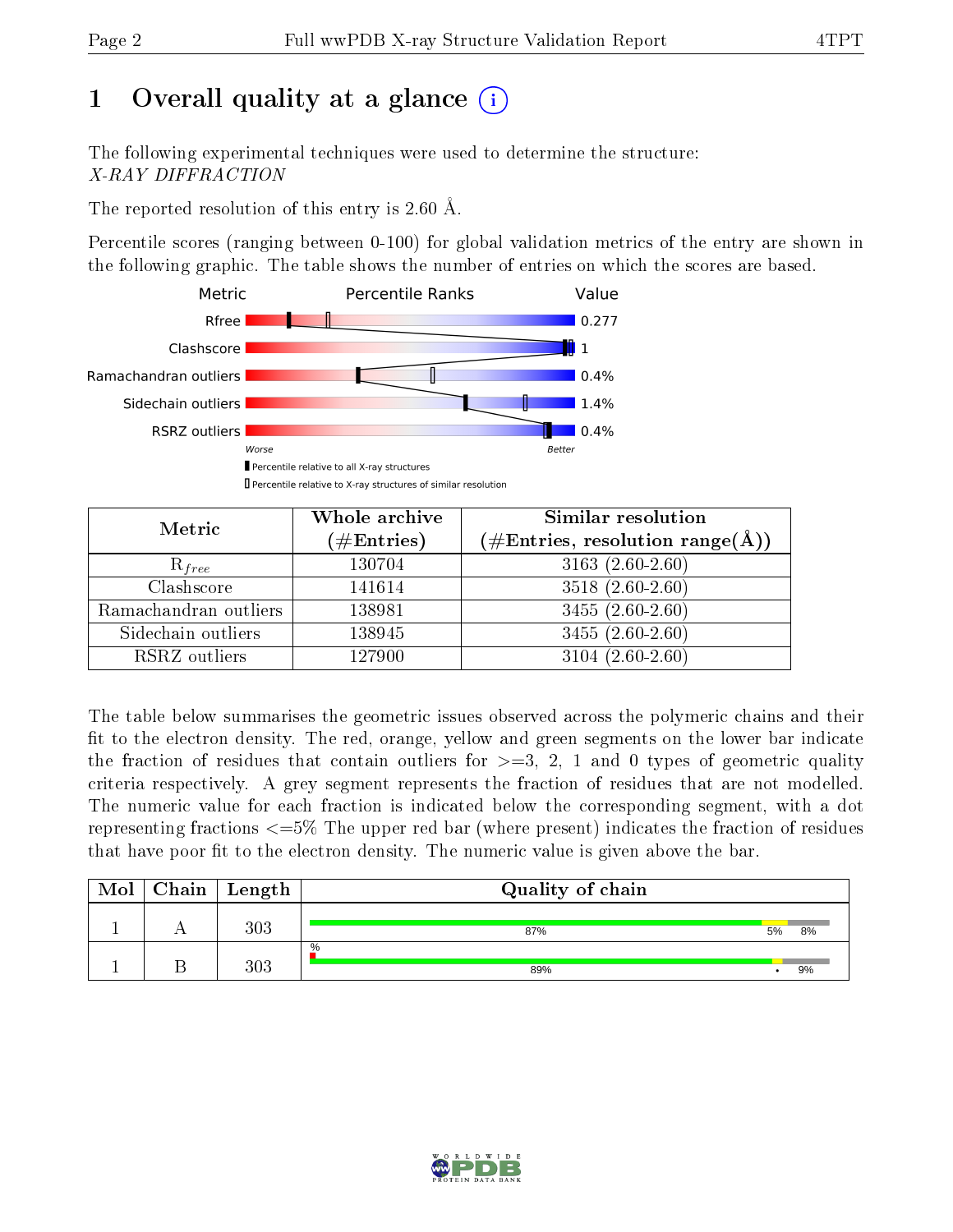# 1 Overall quality at a glance

The following experimental techniques were used to determine the structure:
*X-RAY DIFFRACTION*

The reported resolution of this entry is 2.60 Å.

Percentile scores (ranging between 0-100) for global validation metrics of the entry are shown in the following graphic. The table shows the number of entries on which the scores are based.

| Metric | Value |
|---|---|
| Rfree | 0.277 |
| Clashscore | 1 |
| Ramachandran outliers | 0.4% |
| Sidechain outliers | 1.4% |
| RSRZ outliers | 0.4% |

Worse — Better

▮ Percentile relative to all X-ray structures

▯ Percentile relative to X-ray structures of similar resolution

| Metric | Whole archive (#Entries) | Similar resolution (#Entries, resolution range(Å)) |
|---|---|---|
| $R_{free}$ | 130704 | 3163 (2.60-2.60) |
| Clashscore | 141614 | 3518 (2.60-2.60) |
| Ramachandran outliers | 138981 | 3455 (2.60-2.60) |
| Sidechain outliers | 138945 | 3455 (2.60-2.60) |
| RSRZ outliers | 127900 | 3104 (2.60-2.60) |

The table below summarises the geometric issues observed across the polymeric chains and their fit to the electron density. The red, orange, yellow and green segments on the lower bar indicate the fraction of residues that contain outliers for >=3, 2, 1 and 0 types of geometric quality criteria respectively. A grey segment represents the fraction of residues that are not modelled. The numeric value for each fraction is indicated below the corresponding segment, with a dot representing fractions <=5% The upper red bar (where present) indicates the fraction of residues that have poor fit to the electron density. The numeric value is given above the bar.

| Mol | Chain | Length | Quality of chain |
|---|---|---|---|
| 1 | A | 303 | 87% · 5% · 8% |
| 1 | B | 303 | % (upper) · 89% · • · 9% |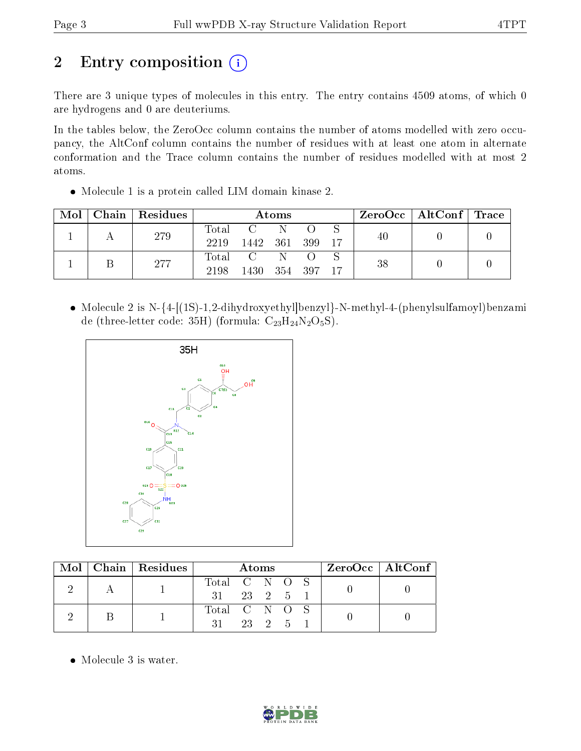# 2 Entry composition

There are 3 unique types of molecules in this entry. The entry contains 4509 atoms, of which 0 are hydrogens and 0 are deuteriums.

In the tables below, the ZeroOcc column contains the number of atoms modelled with zero occupancy, the AltConf column contains the number of residues with at least one atom in alternate conformation and the Trace column contains the number of residues modelled with at most 2 atoms.

- Molecule 1 is a protein called LIM domain kinase 2.

| Mol | Chain | Residues | Atoms | | | | | ZeroOcc | AltConf | Trace |
|---|---|---|---|---|---|---|---|---|---|---|
| 1 | A | 279 | Total<br>2219 | C<br>1442 | N<br>361 | O<br>399 | S<br>17 | 40 | 0 | 0 |
| 1 | B | 277 | Total<br>2198 | C<br>1430 | N<br>354 | O<br>397 | S<br>17 | 38 | 0 | 0 |

- Molecule 2 is N-{4-[(1S)-1,2-dihydroxyethyl]benzyl}-N-methyl-4-(phenylsulfamoyl)benzamide (three-letter code: 35H) (formula: $C_{23}H_{24}N_2O_5S$).

| Mol | Chain | Residues | Atoms | | | | | ZeroOcc | AltConf |
|---|---|---|---|---|---|---|---|---|---|
| 2 | A | 1 | Total<br>31 | C<br>23 | N<br>2 | O<br>5 | S<br>1 | 0 | 0 |
| 2 | B | 1 | Total<br>31 | C<br>23 | N<br>2 | O<br>5 | S<br>1 | 0 | 0 |

- Molecule 3 is water.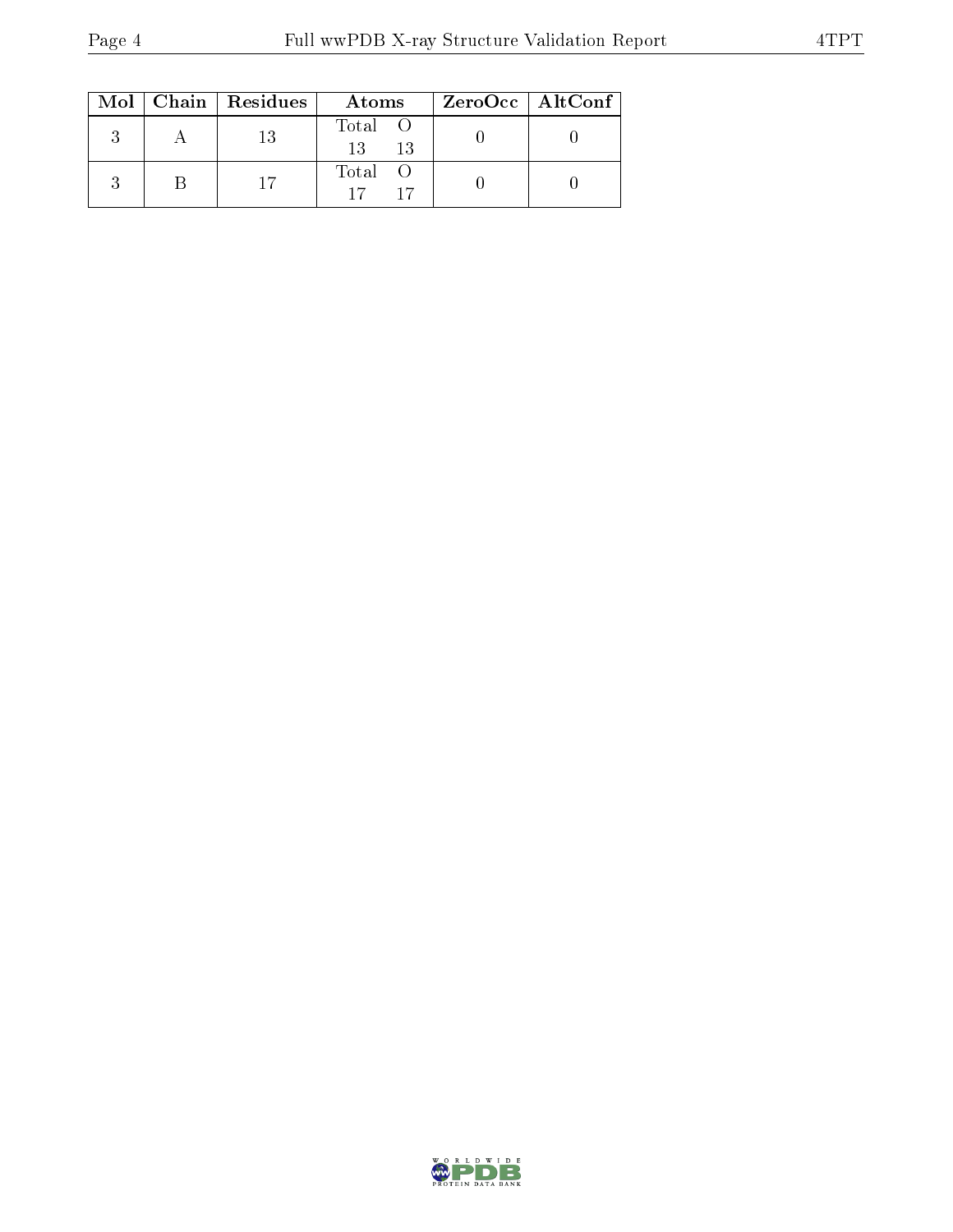| Mol | Chain | Residues | Atoms | | ZeroOcc | AltConf |
|---|---|---|---|---|---|---|
| | | | Total | O | | |
| 3 | A | 13 | 13 | 13 | 0 | 0 |
| | | | Total | O | | |
| 3 | B | 17 | 17 | 17 | 0 | 0 |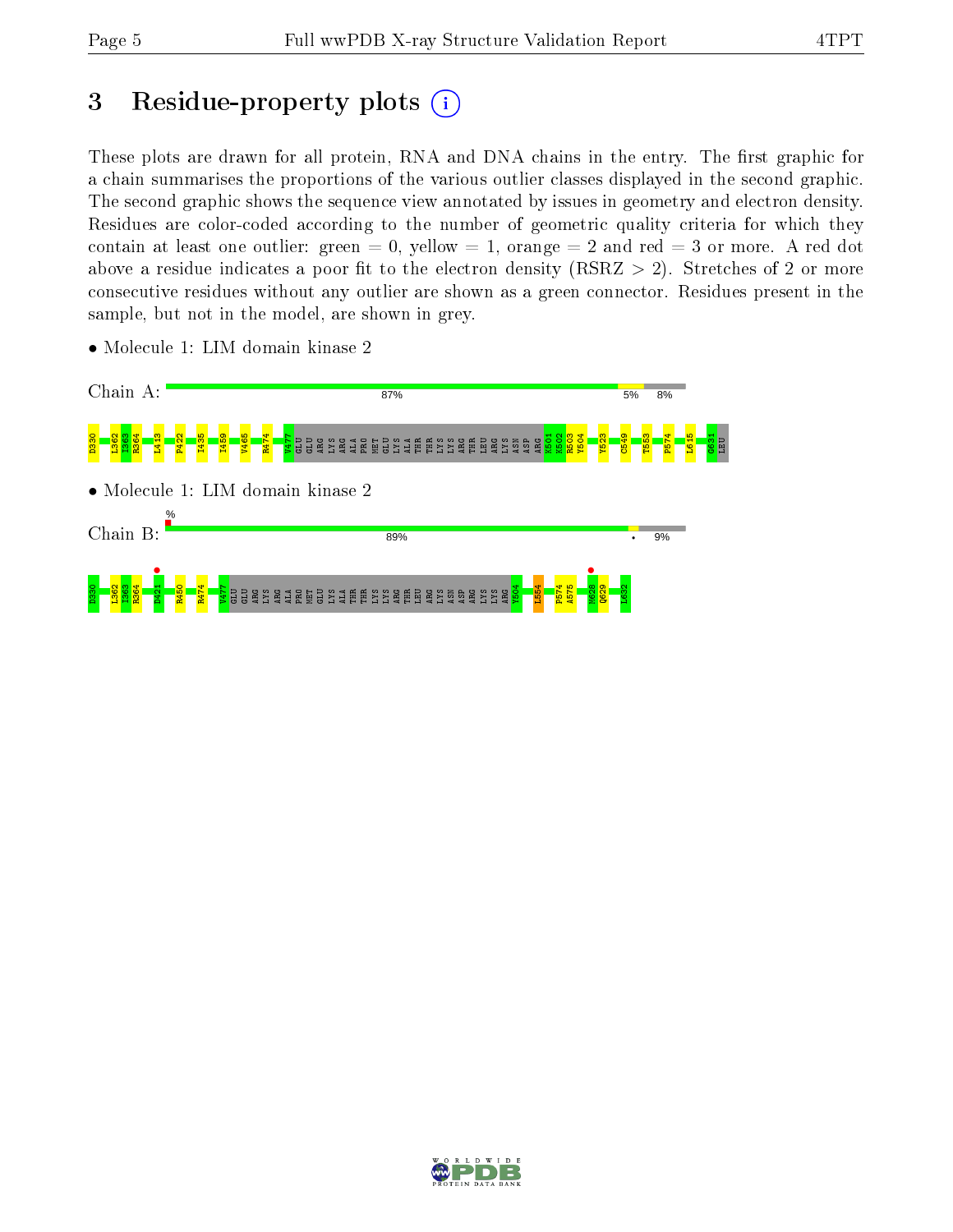# 3 Residue-property plots

These plots are drawn for all protein, RNA and DNA chains in the entry. The first graphic for a chain summarises the proportions of the various outlier classes displayed in the second graphic. The second graphic shows the sequence view annotated by issues in geometry and electron density. Residues are color-coded according to the number of geometric quality criteria for which they contain at least one outlier: green = 0, yellow = 1, orange = 2 and red = 3 or more. A red dot above a residue indicates a poor fit to the electron density (RSRZ > 2). Stretches of 2 or more consecutive residues without any outlier are shown as a green connector. Residues present in the sample, but not in the model, are shown in grey.

- Molecule 1: LIM domain kinase 2

Chain A: 87% | 5% | 8%

D330 L362 I363 R364 L413 P422 I435 I459 V465 R474 V477 GLU GLU ARG LYS ARG ALA PRO MET GLU LYS ALA THR THR LYS LYS ARG THR LEU ARG LYS ASN ASP ARG K501 K502 R503 Y504 Y523 C549 T553 P574 L615 G631 LEU

- Molecule 1: LIM domain kinase 2

Chain B: % | 89% | • | 9%

D330 L362 I363 R364 D421 R450 R474 V477 GLU GLU ARG LYS ARG ALA PRO MET GLU LYS ALA THR LYS LYS ARG THR LEU ARG LYS ASN ASP ARG LYS LYS ARG Y504 L554 P574 A575 M628 Q629 L632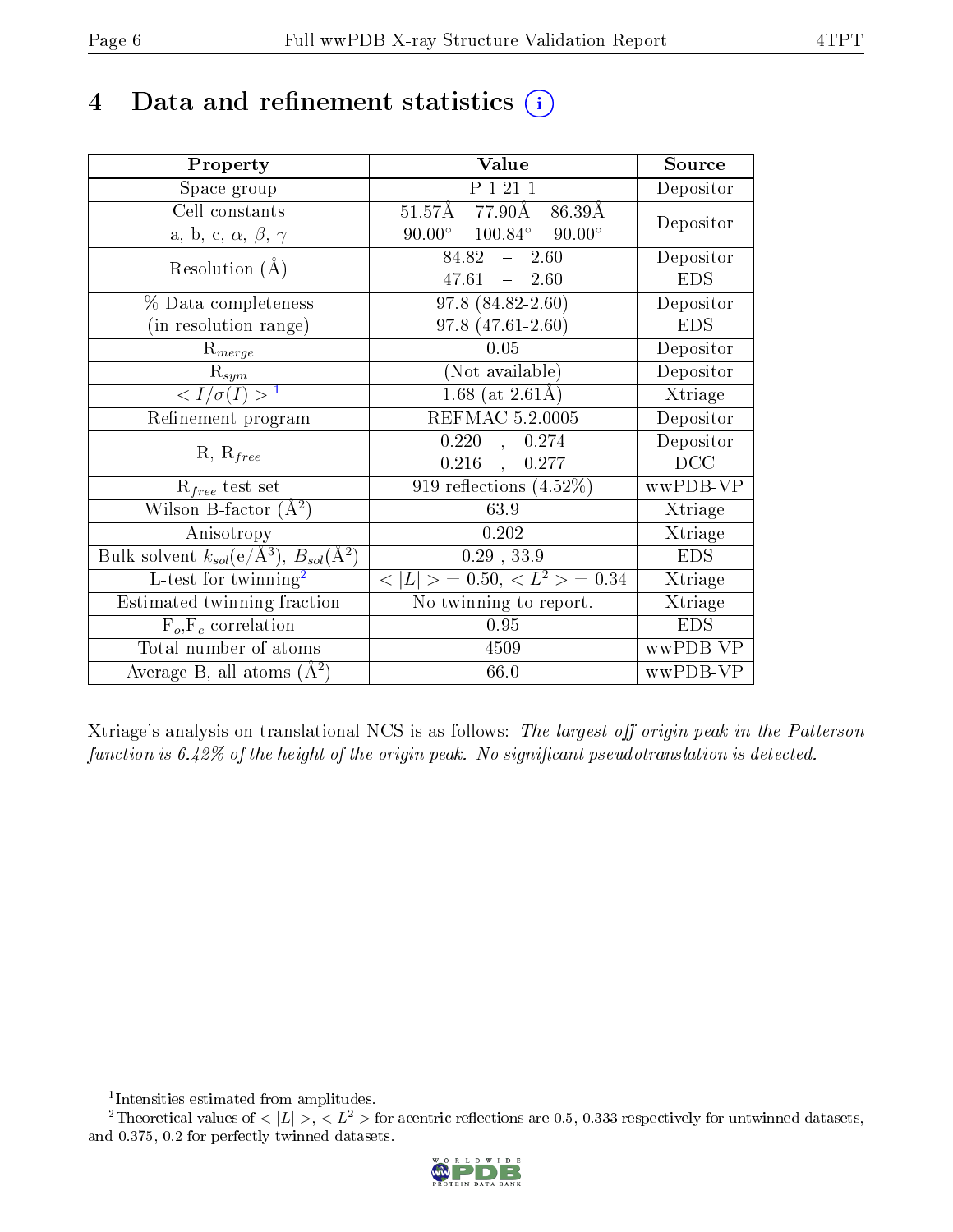# 4 Data and refinement statistics

| Property | Value | Source |
|---|---|---|
| Space group | P 1 21 1 | Depositor |
| Cell constants<br>a, b, c, $\alpha$, $\beta$, $\gamma$ | 51.57Å 77.90Å 86.39Å<br>90.00° 100.84° 90.00° | Depositor |
| Resolution (Å) | 84.82 – 2.60<br>47.61 – 2.60 | Depositor<br>EDS |
| % Data completeness<br>(in resolution range) | 97.8 (84.82-2.60)<br>97.8 (47.61-2.60) | Depositor<br>EDS |
| $R_{merge}$ | 0.05 | Depositor |
| $R_{sym}$ | (Not available) | Depositor |
| $< I/\sigma(I) >$ [1] | 1.68 (at 2.61Å) | Xtriage |
| Refinement program | REFMAC 5.2.0005 | Depositor |
| R, $R_{free}$ | 0.220 , 0.274<br>0.216 , 0.277 | Depositor<br>DCC |
| $R_{free}$ test set | 919 reflections (4.52%) | wwPDB-VP |
| Wilson B-factor (Å$^2$) | 63.9 | Xtriage |
| Anisotropy | 0.202 | Xtriage |
| Bulk solvent $k_{sol}$(e/Å$^3$), $B_{sol}$(Å$^2$) | 0.29 , 33.9 | EDS |
| L-test for twinning[2] | $< \|L\| > = 0.50$, $< L^2 > = 0.34$ | Xtriage |
| Estimated twinning fraction | No twinning to report. | Xtriage |
| $F_o$,$F_c$ correlation | 0.95 | EDS |
| Total number of atoms | 4509 | wwPDB-VP |
| Average B, all atoms (Å$^2$) | 66.0 | wwPDB-VP |

Xtriage's analysis on translational NCS is as follows: *The largest off-origin peak in the Patterson function is 6.42% of the height of the origin peak. No significant pseudotranslation is detected.*

[1] Intensities estimated from amplitudes.

[2] Theoretical values of $< |L| >$, $< L^2 >$ for acentric reflections are 0.5, 0.333 respectively for untwinned datasets, and 0.375, 0.2 for perfectly twinned datasets.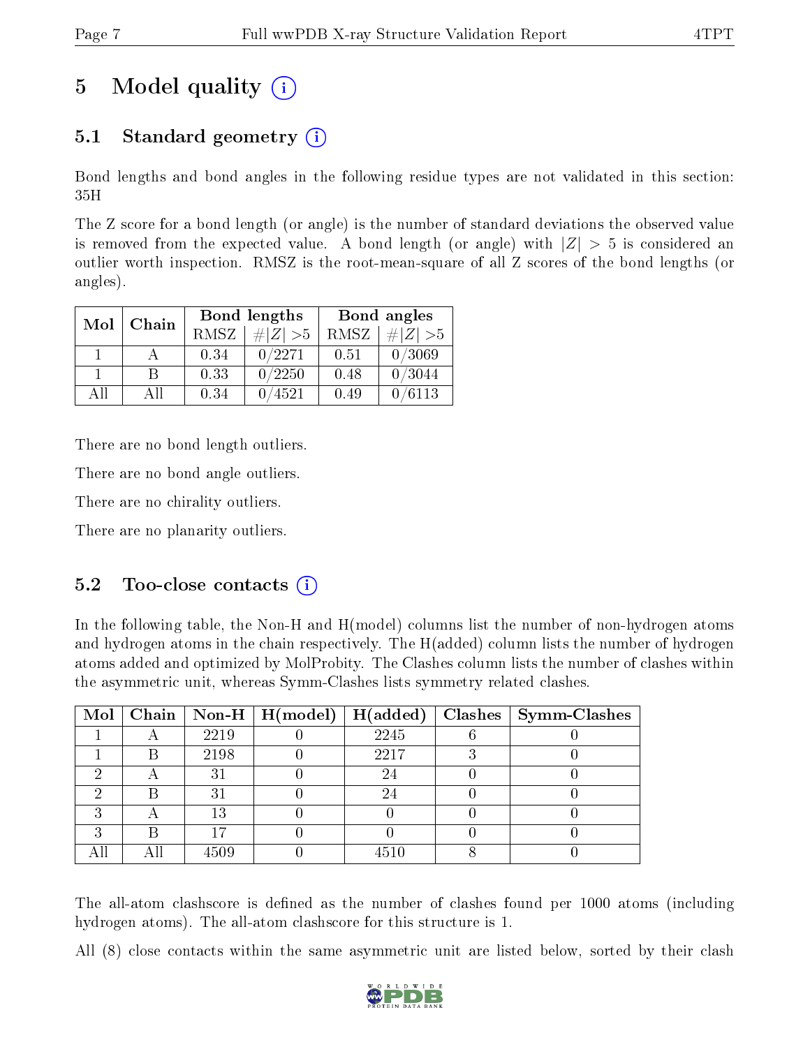# 5 Model quality (i)

## 5.1 Standard geometry (i)

Bond lengths and bond angles in the following residue types are not validated in this section: 35H

The Z score for a bond length (or angle) is the number of standard deviations the observed value is removed from the expected value. A bond length (or angle) with $|Z| > 5$ is considered an outlier worth inspection. RMSZ is the root-mean-square of all Z scores of the bond lengths (or angles).

| Mol | Chain | Bond lengths | | Bond angles | |
|---|---|---|---|---|---|
| | | RMSZ | #\|Z\| >5 | RMSZ | #\|Z\| >5 |
| 1 | A | 0.34 | 0/2271 | 0.51 | 0/3069 |
| 1 | B | 0.33 | 0/2250 | 0.48 | 0/3044 |
| All | All | 0.34 | 0/4521 | 0.49 | 0/6113 |

There are no bond length outliers.

There are no bond angle outliers.

There are no chirality outliers.

There are no planarity outliers.

## 5.2 Too-close contacts (i)

In the following table, the Non-H and H(model) columns list the number of non-hydrogen atoms and hydrogen atoms in the chain respectively. The H(added) column lists the number of hydrogen atoms added and optimized by MolProbity. The Clashes column lists the number of clashes within the asymmetric unit, whereas Symm-Clashes lists symmetry related clashes.

| Mol | Chain | Non-H | H(model) | H(added) | Clashes | Symm-Clashes |
|---|---|---|---|---|---|---|
| 1 | A | 2219 | 0 | 2245 | 6 | 0 |
| 1 | B | 2198 | 0 | 2217 | 3 | 0 |
| 2 | A | 31 | 0 | 24 | 0 | 0 |
| 2 | B | 31 | 0 | 24 | 0 | 0 |
| 3 | A | 13 | 0 | 0 | 0 | 0 |
| 3 | B | 17 | 0 | 0 | 0 | 0 |
| All | All | 4509 | 0 | 4510 | 8 | 0 |

The all-atom clashscore is defined as the number of clashes found per 1000 atoms (including hydrogen atoms). The all-atom clashscore for this structure is 1.

All (8) close contacts within the same asymmetric unit are listed below, sorted by their clash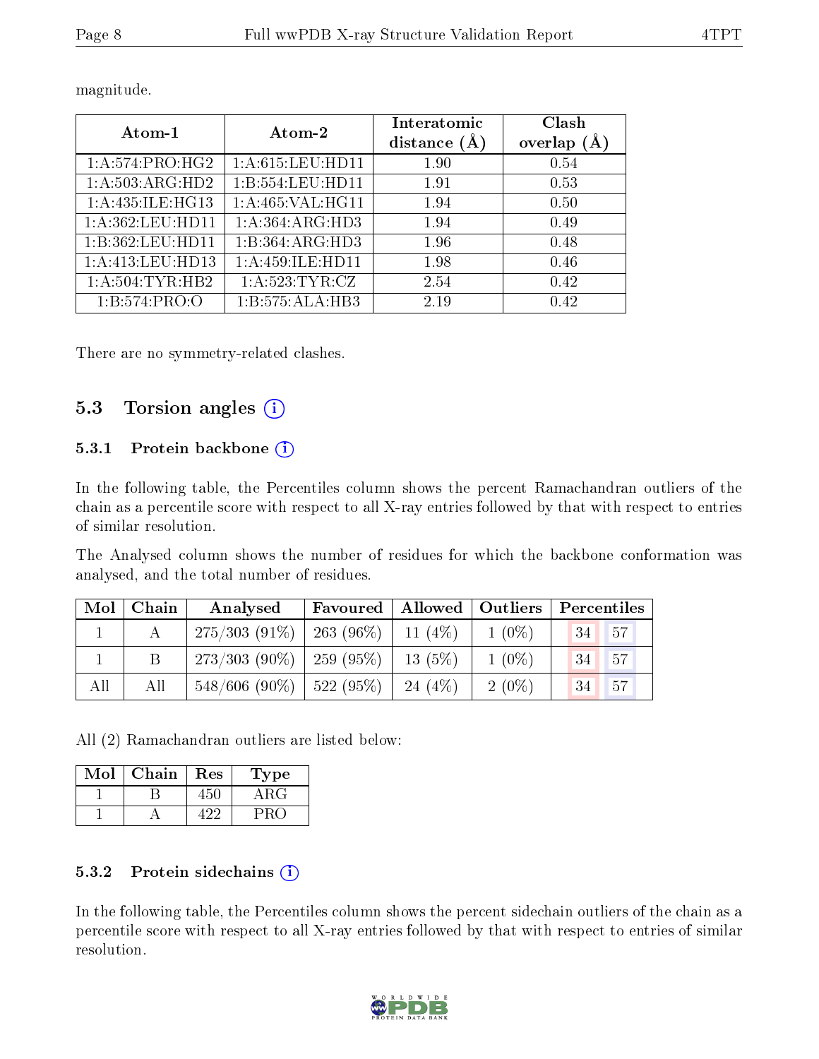magnitude.

| Atom-1 | Atom-2 | Interatomic distance (Å) | Clash overlap (Å) |
|---|---|---|---|
| 1:A:574:PRO:HG2 | 1:A:615:LEU:HD11 | 1.90 | 0.54 |
| 1:A:503:ARG:HD2 | 1:B:554:LEU:HD11 | 1.91 | 0.53 |
| 1:A:435:ILE:HG13 | 1:A:465:VAL:HG11 | 1.94 | 0.50 |
| 1:A:362:LEU:HD11 | 1:A:364:ARG:HD3 | 1.94 | 0.49 |
| 1:B:362:LEU:HD11 | 1:B:364:ARG:HD3 | 1.96 | 0.48 |
| 1:A:413:LEU:HD13 | 1:A:459:ILE:HD11 | 1.98 | 0.46 |
| 1:A:504:TYR:HB2 | 1:A:523:TYR:CZ | 2.54 | 0.42 |
| 1:B:574:PRO:O | 1:B:575:ALA:HB3 | 2.19 | 0.42 |

There are no symmetry-related clashes.

## 5.3 Torsion angles

### 5.3.1 Protein backbone

In the following table, the Percentiles column shows the percent Ramachandran outliers of the chain as a percentile score with respect to all X-ray entries followed by that with respect to entries of similar resolution.

The Analysed column shows the number of residues for which the backbone conformation was analysed, and the total number of residues.

| Mol | Chain | Analysed | Favoured | Allowed | Outliers | Percentiles | |
|---|---|---|---|---|---|---|---|
| 1 | A | 275/303 (91%) | 263 (96%) | 11 (4%) | 1 (0%) | 34 | 57 |
| 1 | B | 273/303 (90%) | 259 (95%) | 13 (5%) | 1 (0%) | 34 | 57 |
| All | All | 548/606 (90%) | 522 (95%) | 24 (4%) | 2 (0%) | 34 | 57 |

All (2) Ramachandran outliers are listed below:

| Mol | Chain | Res | Type |
|---|---|---|---|
| 1 | B | 450 | ARG |
| 1 | A | 422 | PRO |

### 5.3.2 Protein sidechains

In the following table, the Percentiles column shows the percent sidechain outliers of the chain as a percentile score with respect to all X-ray entries followed by that with respect to entries of similar resolution.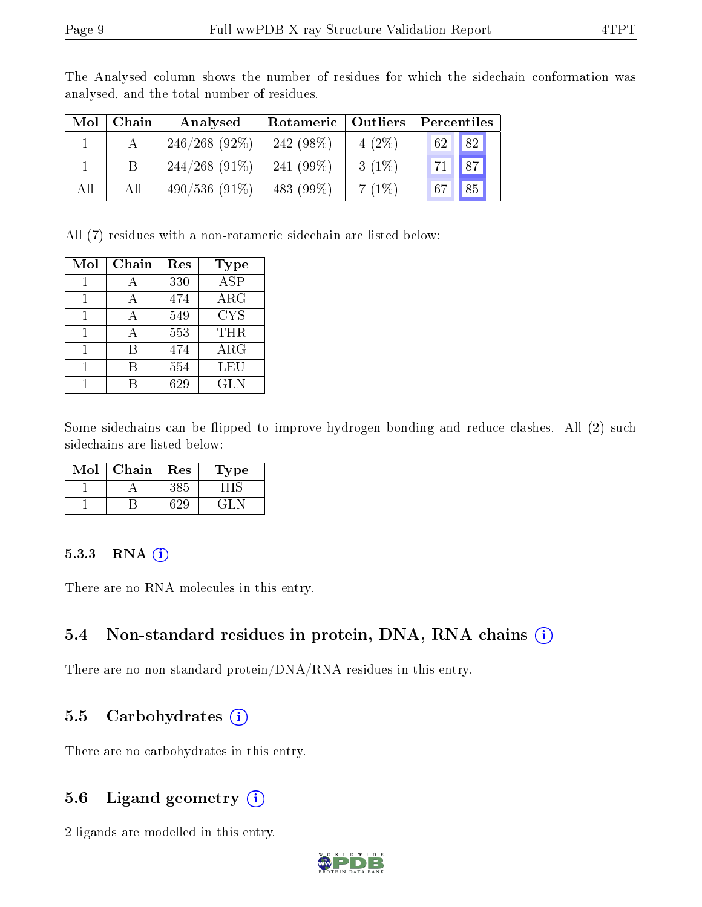The Analysed column shows the number of residues for which the sidechain conformation was analysed, and the total number of residues.

| Mol | Chain | Analysed | Rotameric | Outliers | Percentiles | |
|---|---|---|---|---|---|---|
| 1 | A | 246/268 (92%) | 242 (98%) | 4 (2%) | 62 | 82 |
| 1 | B | 244/268 (91%) | 241 (99%) | 3 (1%) | 71 | 87 |
| All | All | 490/536 (91%) | 483 (99%) | 7 (1%) | 67 | 85 |

All (7) residues with a non-rotameric sidechain are listed below:

| Mol | Chain | Res | Type |
|---|---|---|---|
| 1 | A | 330 | ASP |
| 1 | A | 474 | ARG |
| 1 | A | 549 | CYS |
| 1 | A | 553 | THR |
| 1 | B | 474 | ARG |
| 1 | B | 554 | LEU |
| 1 | B | 629 | GLN |

Some sidechains can be flipped to improve hydrogen bonding and reduce clashes. All (2) such sidechains are listed below:

| Mol | Chain | Res | Type |
|---|---|---|---|
| 1 | A | 385 | HIS |
| 1 | B | 629 | GLN |

### 5.3.3 RNA

There are no RNA molecules in this entry.

## 5.4 Non-standard residues in protein, DNA, RNA chains

There are no non-standard protein/DNA/RNA residues in this entry.

## 5.5 Carbohydrates

There are no carbohydrates in this entry.

## 5.6 Ligand geometry

2 ligands are modelled in this entry.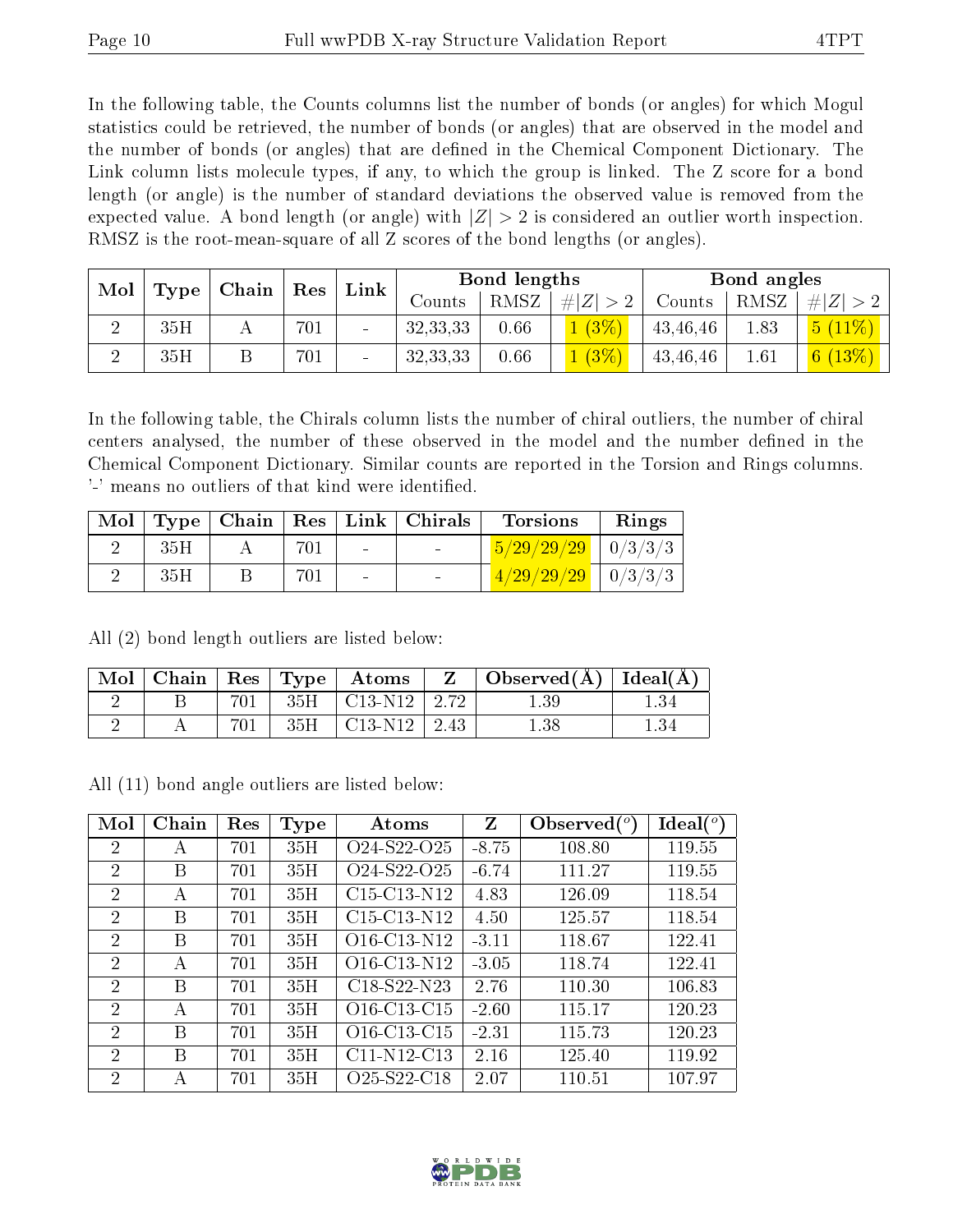In the following table, the Counts columns list the number of bonds (or angles) for which Mogul statistics could be retrieved, the number of bonds (or angles) that are observed in the model and the number of bonds (or angles) that are defined in the Chemical Component Dictionary. The Link column lists molecule types, if any, to which the group is linked. The Z score for a bond length (or angle) is the number of standard deviations the observed value is removed from the expected value. A bond length (or angle) with $|Z| > 2$ is considered an outlier worth inspection. RMSZ is the root-mean-square of all Z scores of the bond lengths (or angles).

| Mol | Type | Chain | Res | Link | Bond lengths | | | Bond angles | | |
|---|---|---|---|---|---|---|---|---|---|---|
| | | | | | Counts | RMSZ | $\#\|Z\| > 2$ | Counts | RMSZ | $\#\|Z\| > 2$ |
| 2 | 35H | A | 701 | - | 32,33,33 | 0.66 | 1 (3%) | 43,46,46 | 1.83 | 5 (11%) |
| 2 | 35H | B | 701 | - | 32,33,33 | 0.66 | 1 (3%) | 43,46,46 | 1.61 | 6 (13%) |

In the following table, the Chirals column lists the number of chiral outliers, the number of chiral centers analysed, the number of these observed in the model and the number defined in the Chemical Component Dictionary. Similar counts are reported in the Torsion and Rings columns. '-' means no outliers of that kind were identified.

| Mol | Type | Chain | Res | Link | Chirals | Torsions | Rings |
|---|---|---|---|---|---|---|---|
| 2 | 35H | A | 701 | - | - | 5/29/29/29 | 0/3/3/3 |
| 2 | 35H | B | 701 | - | - | 4/29/29/29 | 0/3/3/3 |

All (2) bond length outliers are listed below:

| Mol | Chain | Res | Type | Atoms | Z | Observed(Å) | Ideal(Å) |
|---|---|---|---|---|---|---|---|
| 2 | B | 701 | 35H | C13-N12 | 2.72 | 1.39 | 1.34 |
| 2 | A | 701 | 35H | C13-N12 | 2.43 | 1.38 | 1.34 |

All (11) bond angle outliers are listed below:

| Mol | Chain | Res | Type | Atoms | Z | Observed(°) | Ideal(°) |
|---|---|---|---|---|---|---|---|
| 2 | A | 701 | 35H | O24-S22-O25 | -8.75 | 108.80 | 119.55 |
| 2 | B | 701 | 35H | O24-S22-O25 | -6.74 | 111.27 | 119.55 |
| 2 | A | 701 | 35H | C15-C13-N12 | 4.83 | 126.09 | 118.54 |
| 2 | B | 701 | 35H | C15-C13-N12 | 4.50 | 125.57 | 118.54 |
| 2 | B | 701 | 35H | O16-C13-N12 | -3.11 | 118.67 | 122.41 |
| 2 | A | 701 | 35H | O16-C13-N12 | -3.05 | 118.74 | 122.41 |
| 2 | B | 701 | 35H | C18-S22-N23 | 2.76 | 110.30 | 106.83 |
| 2 | A | 701 | 35H | O16-C13-C15 | -2.60 | 115.17 | 120.23 |
| 2 | B | 701 | 35H | O16-C13-C15 | -2.31 | 115.73 | 120.23 |
| 2 | B | 701 | 35H | C11-N12-C13 | 2.16 | 125.40 | 119.92 |
| 2 | A | 701 | 35H | O25-S22-C18 | 2.07 | 110.51 | 107.97 |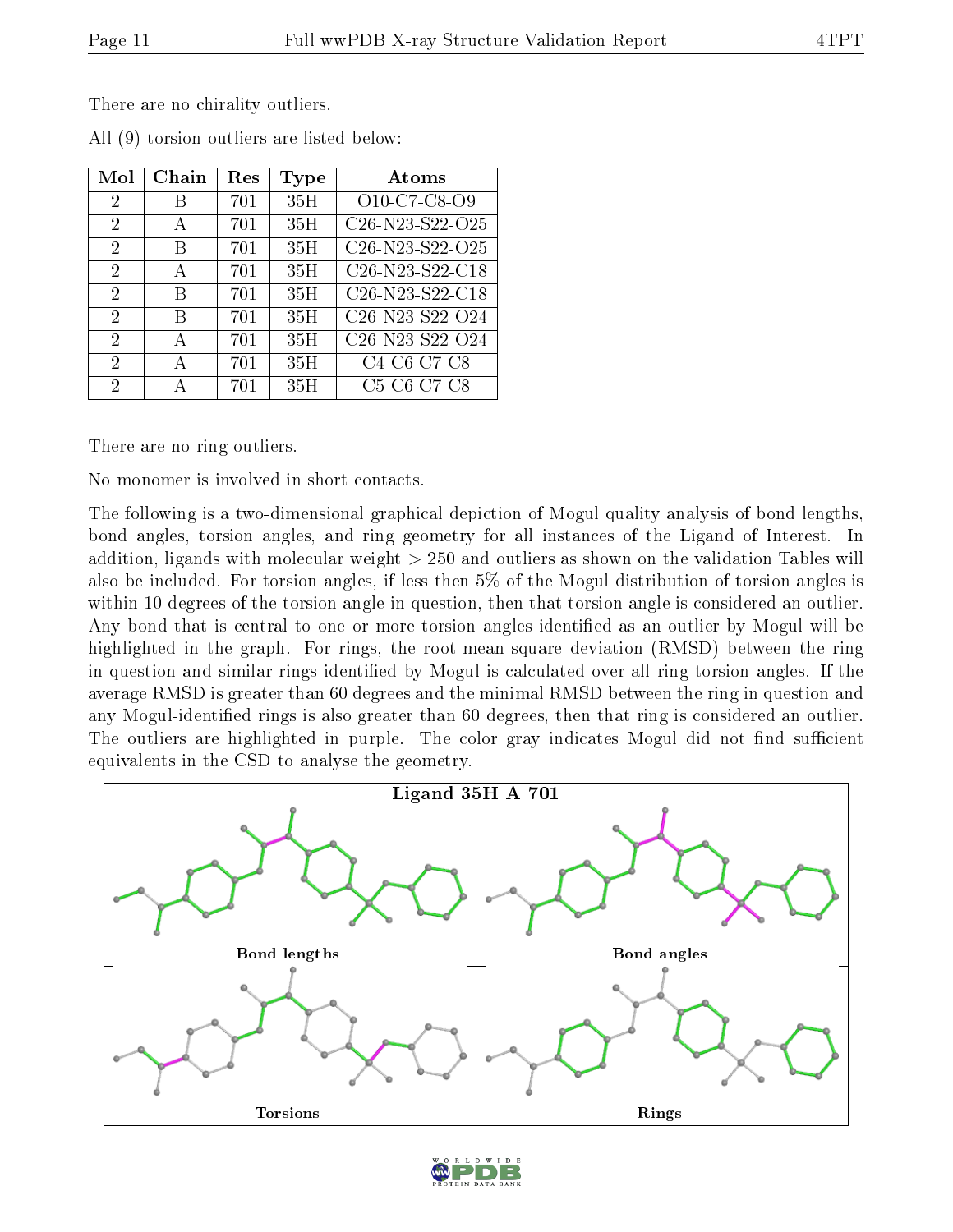There are no chirality outliers.

All (9) torsion outliers are listed below:

| Mol | Chain | Res | Type | Atoms |
|---|---|---|---|---|
| 2 | B | 701 | 35H | O10-C7-C8-O9 |
| 2 | A | 701 | 35H | C26-N23-S22-O25 |
| 2 | B | 701 | 35H | C26-N23-S22-O25 |
| 2 | A | 701 | 35H | C26-N23-S22-C18 |
| 2 | B | 701 | 35H | C26-N23-S22-C18 |
| 2 | B | 701 | 35H | C26-N23-S22-O24 |
| 2 | A | 701 | 35H | C26-N23-S22-O24 |
| 2 | A | 701 | 35H | C4-C6-C7-C8 |
| 2 | A | 701 | 35H | C5-C6-C7-C8 |

There are no ring outliers.

No monomer is involved in short contacts.

The following is a two-dimensional graphical depiction of Mogul quality analysis of bond lengths, bond angles, torsion angles, and ring geometry for all instances of the Ligand of Interest. In addition, ligands with molecular weight > 250 and outliers as shown on the validation Tables will also be included. For torsion angles, if less then 5% of the Mogul distribution of torsion angles is within 10 degrees of the torsion angle in question, then that torsion angle is considered an outlier. Any bond that is central to one or more torsion angles identified as an outlier by Mogul will be highlighted in the graph. For rings, the root-mean-square deviation (RMSD) between the ring in question and similar rings identified by Mogul is calculated over all ring torsion angles. If the average RMSD is greater than 60 degrees and the minimal RMSD between the ring in question and any Mogul-identified rings is also greater than 60 degrees, then that ring is considered an outlier. The outliers are highlighted in purple. The color gray indicates Mogul did not find sufficient equivalents in the CSD to analyse the geometry.

Ligand 35H A 701

Bond lengths

Bond angles

Torsions

Rings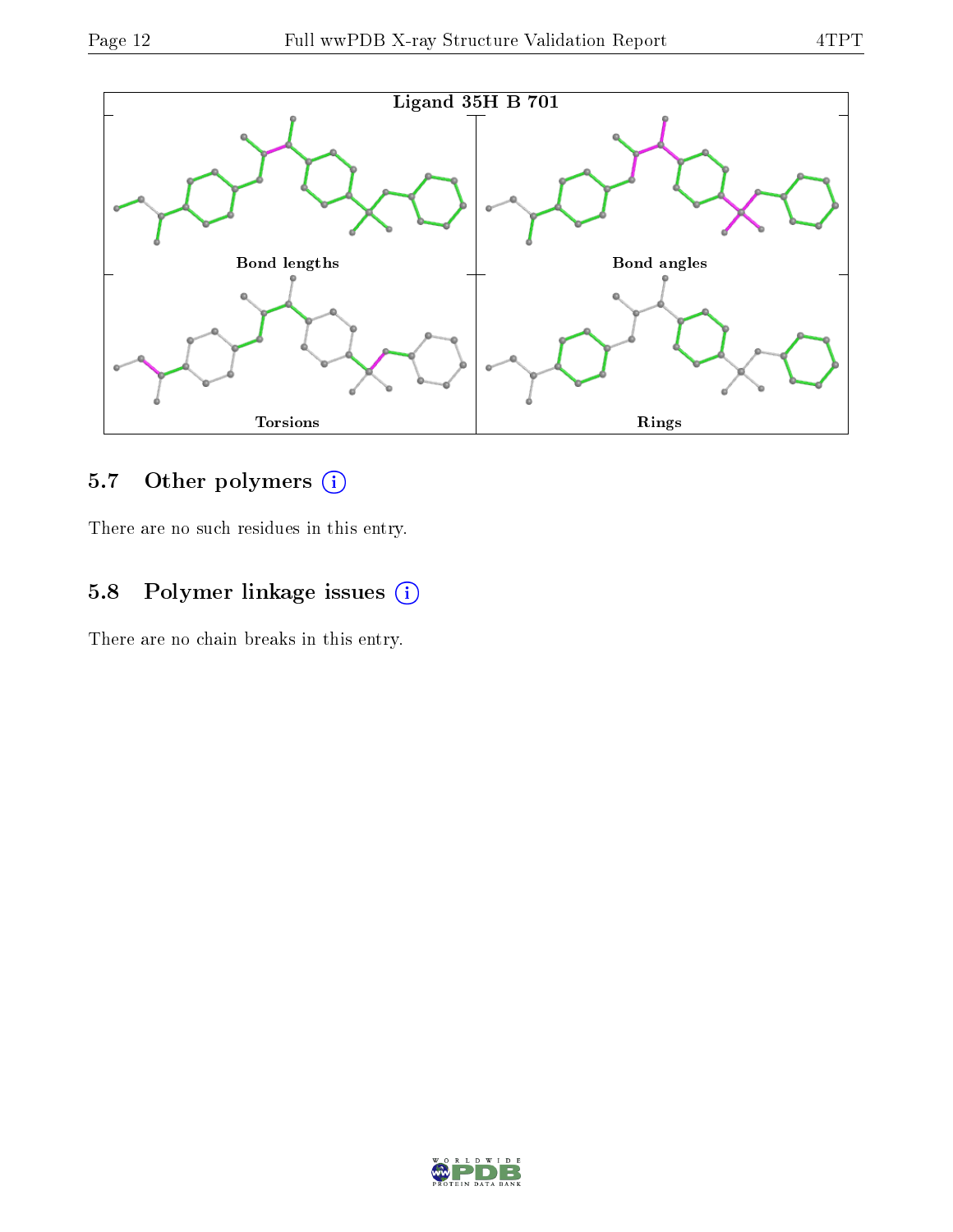Ligand 35H B 701

Bond lengths

Bond angles

Torsions

Rings

## 5.7 Other polymers (i)

There are no such residues in this entry.

## 5.8 Polymer linkage issues (i)

There are no chain breaks in this entry.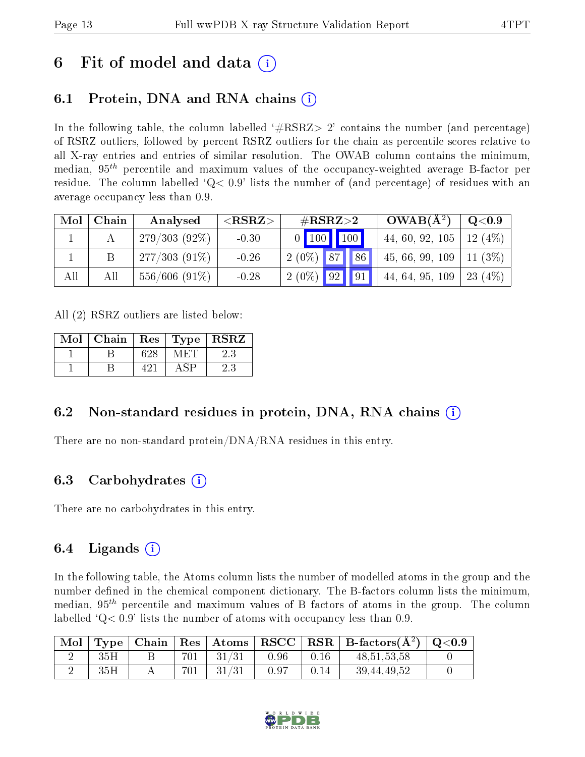# 6 Fit of model and data

## 6.1 Protein, DNA and RNA chains

In the following table, the column labelled '#RSRZ> 2' contains the number (and percentage) of RSRZ outliers, followed by percent RSRZ outliers for the chain as percentile scores relative to all X-ray entries and entries of similar resolution. The OWAB column contains the minimum, median, $95^{th}$ percentile and maximum values of the occupancy-weighted average B-factor per residue. The column labelled 'Q< 0.9' lists the number of (and percentage) of residues with an average occupancy less than 0.9.

| Mol | Chain | Analysed | <RSRZ> | #RSRZ>2 | | | OWAB(Å$^2$) | Q<0.9 |
|---|---|---|---|---|---|---|---|---|
| 1 | A | 279/303 (92%) | -0.30 | 0 | 100 | 100 | 44, 60, 92, 105 | 12 (4%) |
| 1 | B | 277/303 (91%) | -0.26 | 2 (0%) | 87 | 86 | 45, 66, 99, 109 | 11 (3%) |
| All | All | 556/606 (91%) | -0.28 | 2 (0%) | 92 | 91 | 44, 64, 95, 109 | 23 (4%) |

All (2) RSRZ outliers are listed below:

| Mol | Chain | Res | Type | RSRZ |
|---|---|---|---|---|
| 1 | B | 628 | MET | 2.3 |
| 1 | B | 421 | ASP | 2.3 |

## 6.2 Non-standard residues in protein, DNA, RNA chains

There are no non-standard protein/DNA/RNA residues in this entry.

## 6.3 Carbohydrates

There are no carbohydrates in this entry.

## 6.4 Ligands

In the following table, the Atoms column lists the number of modelled atoms in the group and the number defined in the chemical component dictionary. The B-factors column lists the minimum, median, $95^{th}$ percentile and maximum values of B factors of atoms in the group. The column labelled 'Q< 0.9' lists the number of atoms with occupancy less than 0.9.

| Mol | Type | Chain | Res | Atoms | RSCC | RSR | B-factors(Å$^2$) | Q<0.9 |
|---|---|---|---|---|---|---|---|---|
| 2 | 35H | B | 701 | 31/31 | 0.96 | 0.16 | 48,51,53,58 | 0 |
| 2 | 35H | A | 701 | 31/31 | 0.97 | 0.14 | 39,44,49,52 | 0 |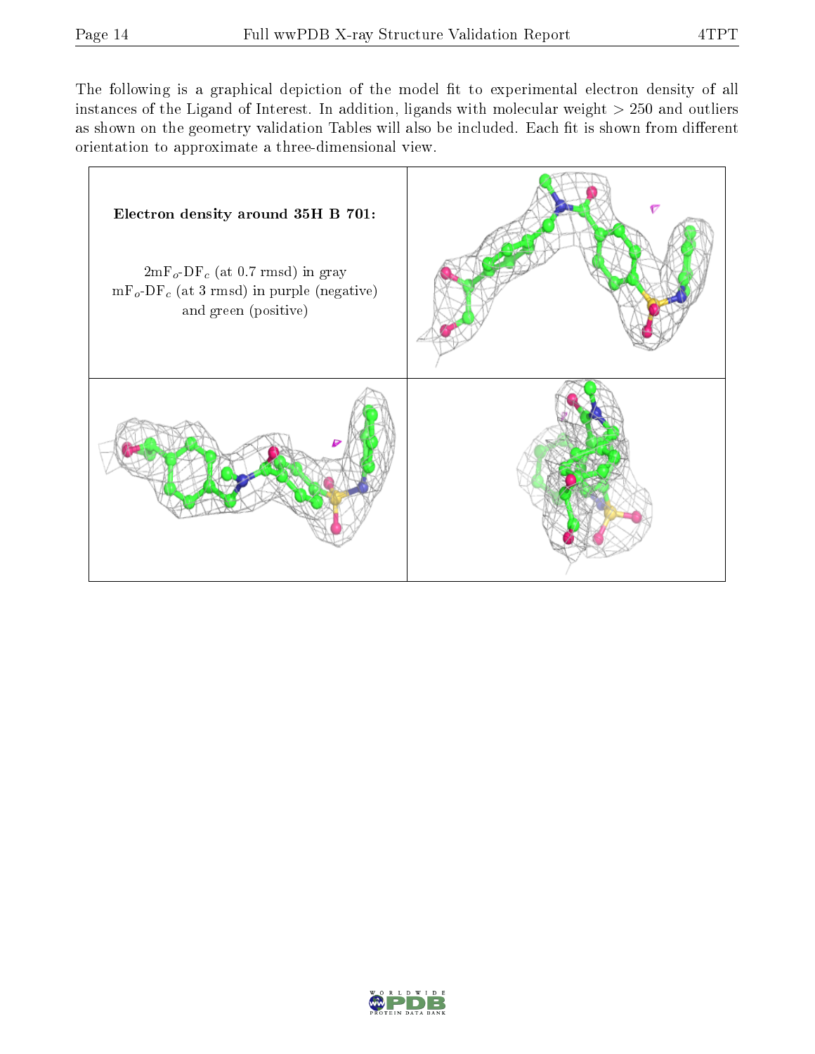The following is a graphical depiction of the model fit to experimental electron density of all instances of the Ligand of Interest. In addition, ligands with molecular weight > 250 and outliers as shown on the geometry validation Tables will also be included. Each fit is shown from different orientation to approximate a three-dimensional view.

**Electron density around 35H B 701:**

$2mF_o$-$DF_c$ (at 0.7 rmsd) in gray
$mF_o$-$DF_c$ (at 3 rmsd) in purple (negative) and green (positive)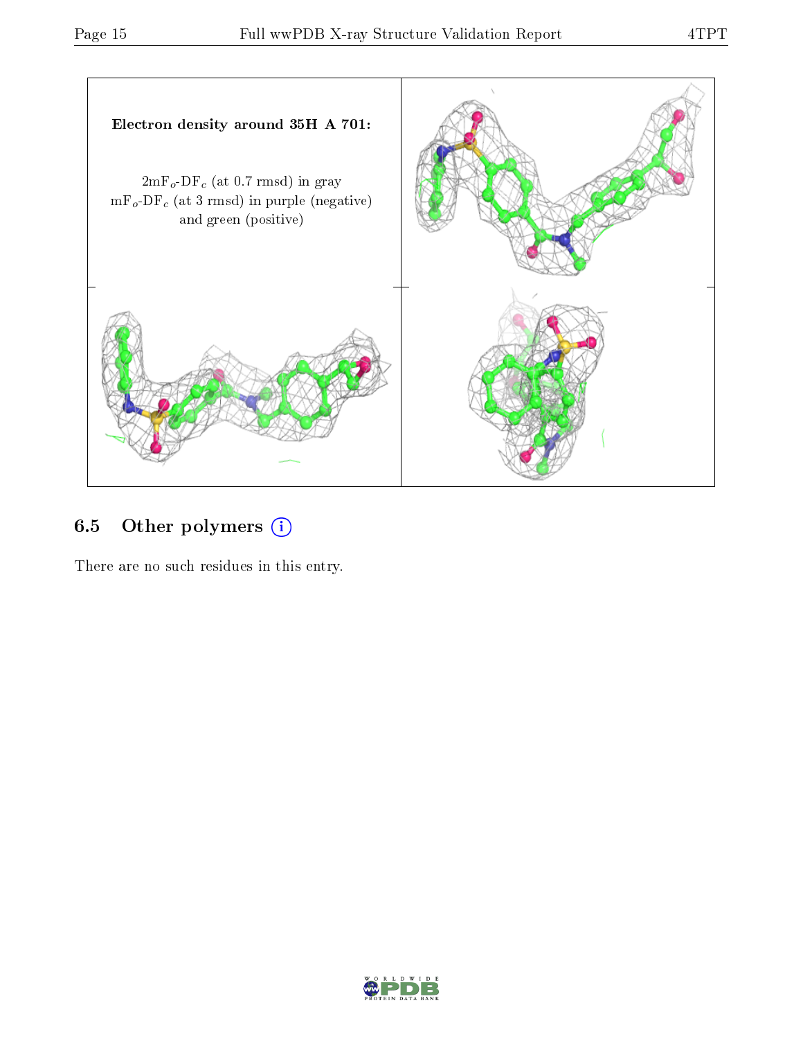**Electron density around 35H A 701:**

$2mF_o$-$DF_c$ (at 0.7 rmsd) in gray
$mF_o$-$DF_c$ (at 3 rmsd) in purple (negative)
and green (positive)

## 6.5 Other polymers

There are no such residues in this entry.